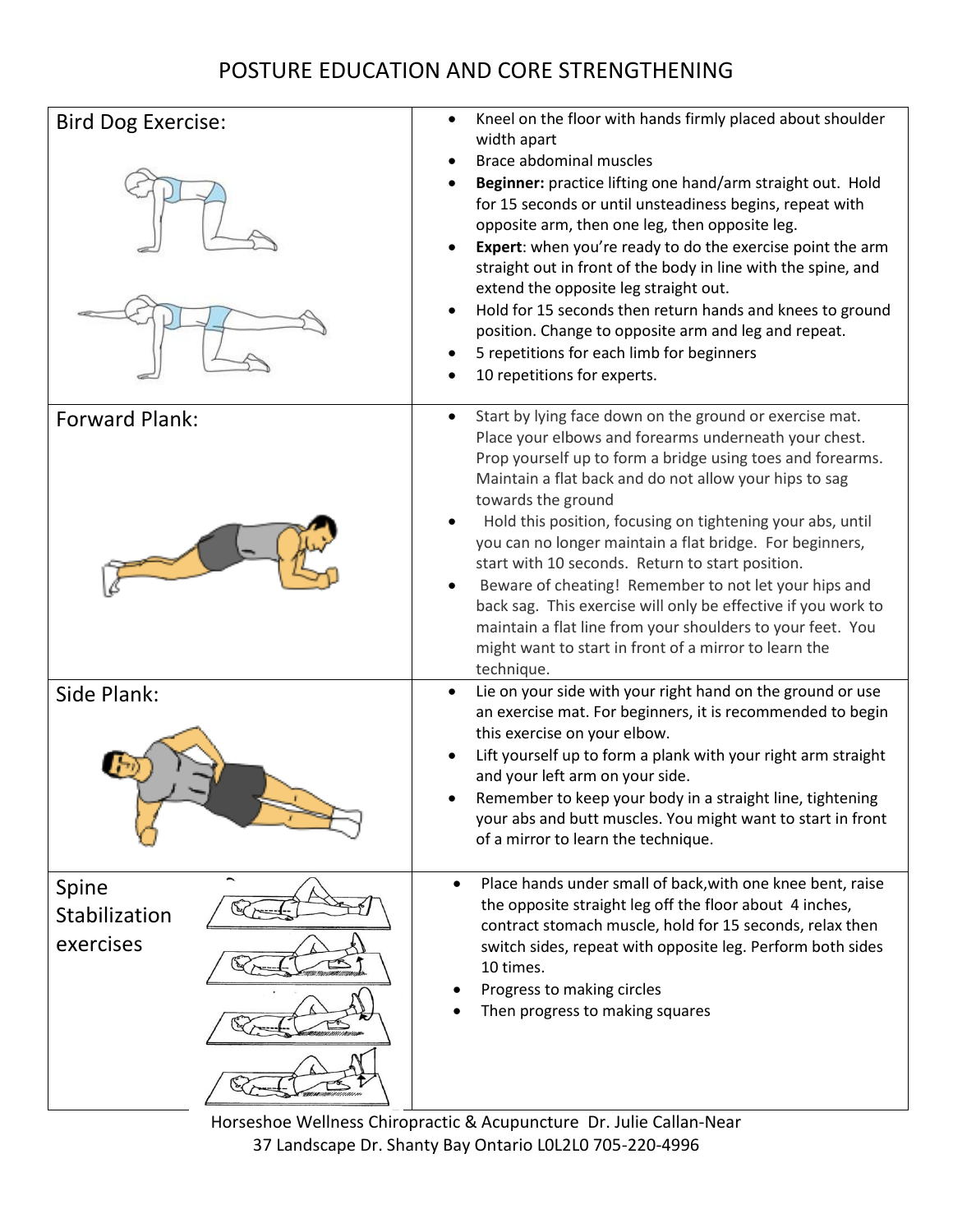# POSTURE EDUCATION AND CORE STRENGTHENING

| Exercise | Instructions |
| --- | --- |
| Bird Dog Exercise: | • Kneel on the floor with hands firmly placed about shoulder width apart<br>• Brace abdominal muscles<br>• **Beginner:** practice lifting one hand/arm straight out. Hold for 15 seconds or until unsteadiness begins, repeat with opposite arm, then one leg, then opposite leg.<br>• **Expert**: when you're ready to do the exercise point the arm straight out in front of the body in line with the spine, and extend the opposite leg straight out.<br>• Hold for 15 seconds then return hands and knees to ground position. Change to opposite arm and leg and repeat.<br>• 5 repetitions for each limb for beginners<br>• 10 repetitions for experts. |
| Forward Plank: | • Start by lying face down on the ground or exercise mat. Place your elbows and forearms underneath your chest. Prop yourself up to form a bridge using toes and forearms. Maintain a flat back and do not allow your hips to sag towards the ground<br>• Hold this position, focusing on tightening your abs, until you can no longer maintain a flat bridge. For beginners, start with 10 seconds. Return to start position.<br>• Beware of cheating! Remember to not let your hips and back sag. This exercise will only be effective if you work to maintain a flat line from your shoulders to your feet. You might want to start in front of a mirror to learn the technique. |
| Side Plank: | • Lie on your side with your right hand on the ground or use an exercise mat. For beginners, it is recommended to begin this exercise on your elbow.<br>• Lift yourself up to form a plank with your right arm straight and your left arm on your side.<br>• Remember to keep your body in a straight line, tightening your abs and butt muscles. You might want to start in front of a mirror to learn the technique. |
| Spine Stabilization exercises | • Place hands under small of back,with one knee bent, raise the opposite straight leg off the floor about 4 inches, contract stomach muscle, hold for 15 seconds, relax then switch sides, repeat with opposite leg. Perform both sides 10 times.<br>• Progress to making circles<br>• Then progress to making squares |

Horseshoe Wellness Chiropractic & Acupuncture Dr. Julie Callan-Near
37 Landscape Dr. Shanty Bay Ontario L0L2L0 705-220-4996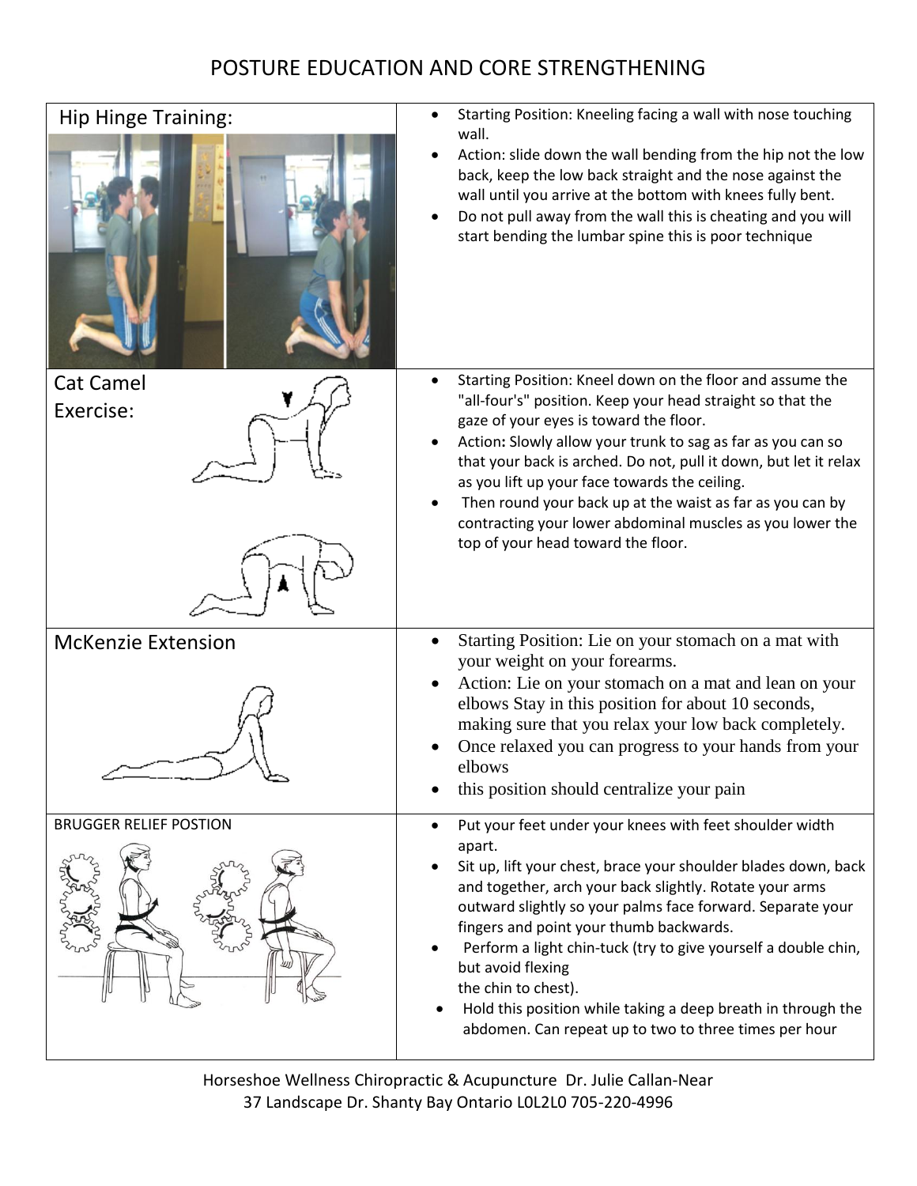# POSTURE EDUCATION AND CORE STRENGTHENING

| Exercise | Instructions |
| --- | --- |
| Hip Hinge Training: | • Starting Position: Kneeling facing a wall with nose touching wall.<br>• Action: slide down the wall bending from the hip not the low back, keep the low back straight and the nose against the wall until you arrive at the bottom with knees fully bent.<br>• Do not pull away from the wall this is cheating and you will start bending the lumbar spine this is poor technique |
| Cat Camel Exercise: | • Starting Position: Kneel down on the floor and assume the "all-four's" position. Keep your head straight so that the gaze of your eyes is toward the floor.<br>• Action**:** Slowly allow your trunk to sag as far as you can so that your back is arched. Do not, pull it down, but let it relax as you lift up your face towards the ceiling.<br>• Then round your back up at the waist as far as you can by contracting your lower abdominal muscles as you lower the top of your head toward the floor. |
| McKenzie Extension | • Starting Position: Lie on your stomach on a mat with your weight on your forearms.<br>• Action: Lie on your stomach on a mat and lean on your elbows Stay in this position for about 10 seconds, making sure that you relax your low back completely.<br>• Once relaxed you can progress to your hands from your elbows<br>• this position should centralize your pain |
| BRUGGER RELIEF POSTION | • Put your feet under your knees with feet shoulder width apart.<br>• Sit up, lift your chest, brace your shoulder blades down, back and together, arch your back slightly. Rotate your arms outward slightly so your palms face forward. Separate your fingers and point your thumb backwards.<br>• Perform a light chin-tuck (try to give yourself a double chin, but avoid flexing the chin to chest).<br>• Hold this position while taking a deep breath in through the abdomen. Can repeat up to two to three times per hour |

Horseshoe Wellness Chiropractic & Acupuncture Dr. Julie Callan-Near
37 Landscape Dr. Shanty Bay Ontario L0L2L0 705-220-4996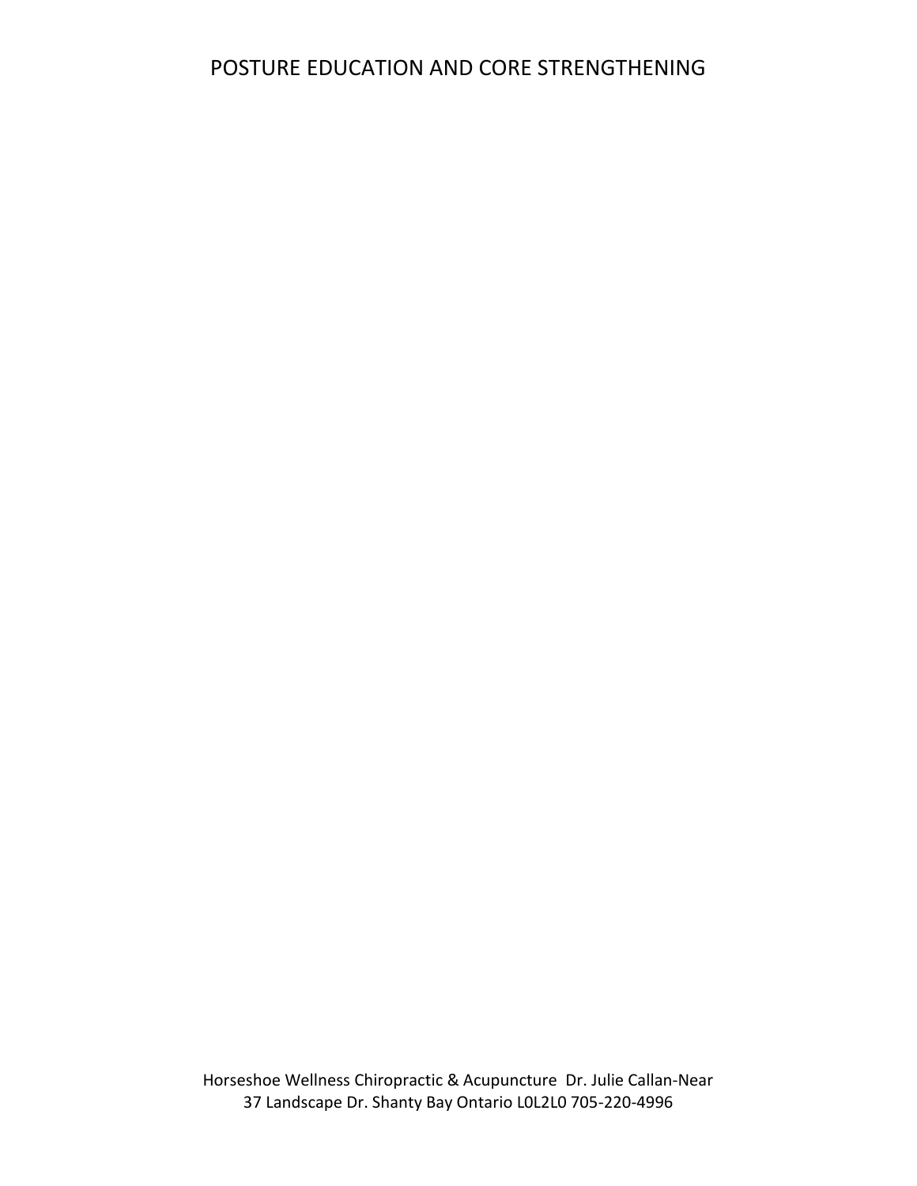# POSTURE EDUCATION AND CORE STRENGTHENING

Horseshoe Wellness Chiropractic & Acupuncture Dr. Julie Callan-Near
37 Landscape Dr. Shanty Bay Ontario L0L2L0 705-220-4996